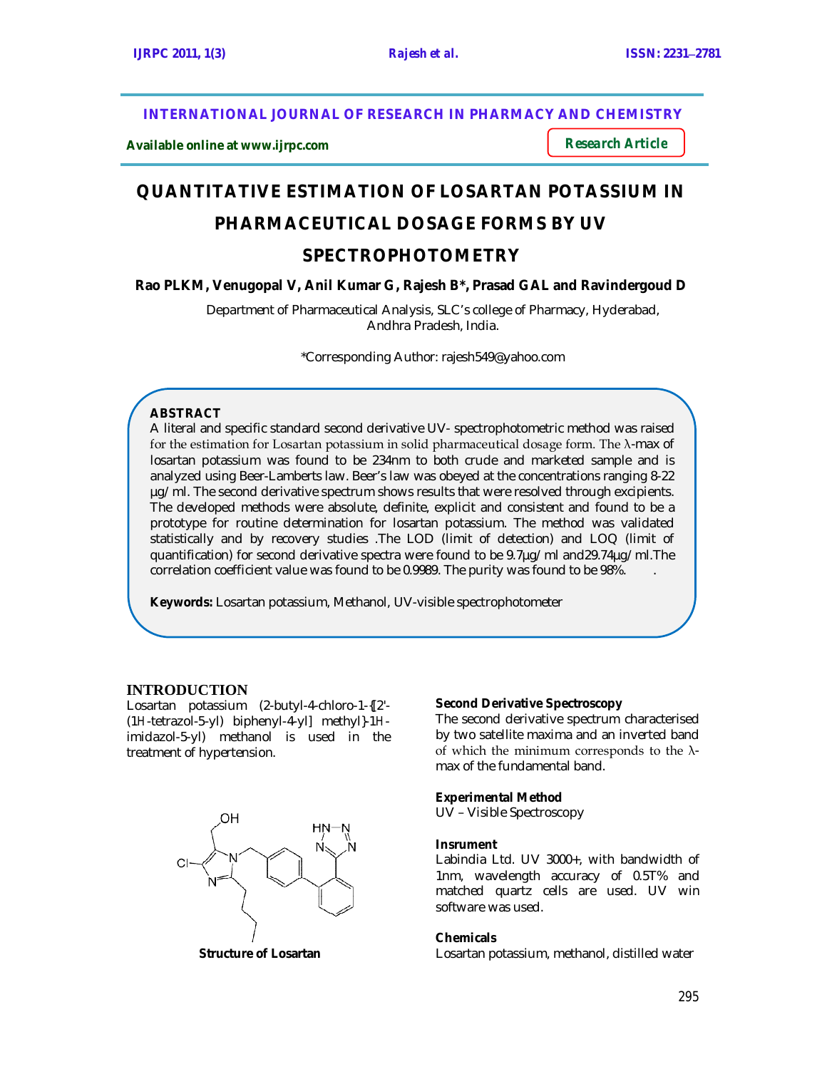INTERNATIONAL JOURNAL OF RESEARCH IN PHARMACY AND CHEMISTRY

Available online at www.ijrpc.com

**Research Article**

# QUANTITATIVE ESTIMATION OF LOSARTAN POTASSIUM IN PHARMACEUTICAL DOSAGE FORMS BY UV SPECTROPHOTOMETRY

**Rao PLKM, Venugopal V, Anil Kumar G, Rajesh B\*, Prasad GAL and Ravindergoud D**

Department of Pharmaceutical Analysis, SLC's college of Pharmacy, Hyderabad, Andhra Pradesh, India.

\*Corresponding Author: rajesh549@yahoo.com

## ABSTRACT

A literal and specific standard second derivative UV- spectrophotometric method was raised for the estimation for Losartan potassium in solid pharmaceutical dosage form. The λ-max of losartan potassium was found to be 234nm to both crude and marketed sample and is analyzed using Beer-Lamberts law. Beer's law was obeyed at the concentrations ranging 8-22 µg/ml. The second derivative spectrum shows results that were resolved through excipients. The developed methods were absolute, definite, explicit and consistent and found to be a prototype for routine determination for losartan potassium. The method was validated statistically and by recovery studies .The LOD (limit of detection) and LOQ (limit of quantification) for second derivative spectra were found to be 9.7µg/ml and29.74µg/ml.The correlation coefficient value was found to be 0.9989. The purity was found to be 98%.

**Keywords:** Losartan potassium, Methanol, UV-visible spectrophotometer

## INTRODUCTION

Losartan potassium (2-butyl-4-chloro-1-{[2'-(1*H*-tetrazol-5-yl) biphenyl-4-yl] methyl}-1*H*-imidazol-5-yl) methanol is used in the treatment of hypertension.

**Structure of Losartan**

### Second Derivative Spectroscopy

The second derivative spectrum characterised by two satellite maxima and an inverted band of which the minimum corresponds to the λ-max of the fundamental band.

### Experimental Method

UV – Visible Spectroscopy

### Insrument

Labindia Ltd. UV 3000+, with bandwidth of 1nm, wavelength accuracy of 0.5T% and matched quartz cells are used. UV win software was used.

### Chemicals

Losartan potassium, methanol, distilled water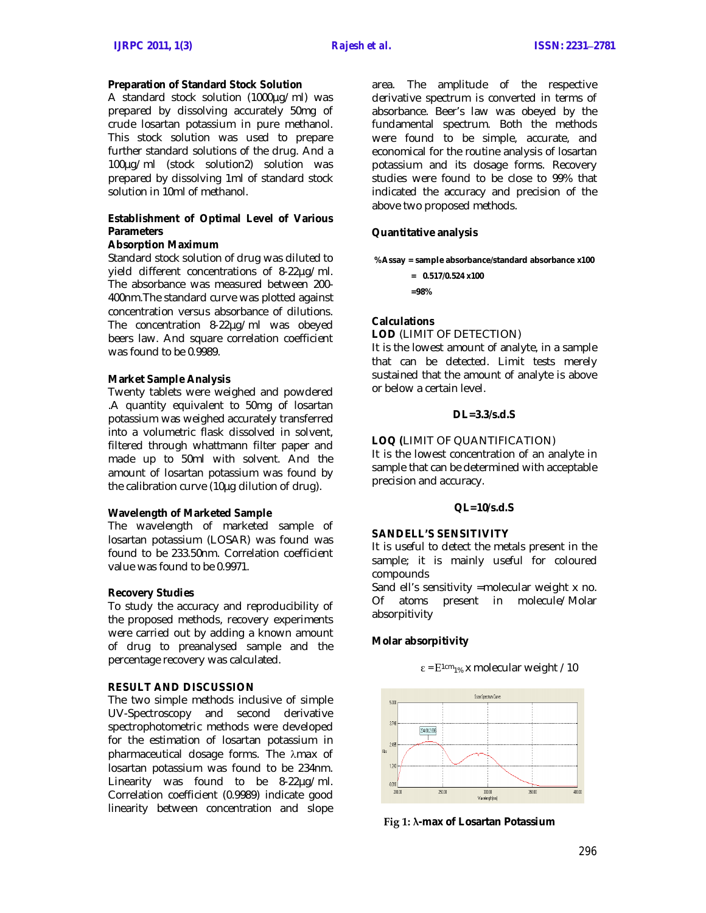**Preparation of Standard Stock Solution**

A standard stock solution (1000µg/ml) was prepared by dissolving accurately 50mg of crude losartan potassium in pure methanol. This stock solution was used to prepare further standard solutions of the drug. And a 100µg/ml (stock solution2) solution was prepared by dissolving 1ml of standard stock solution in 10ml of methanol.

**Establishment of Optimal Level of Various Parameters**

**Absorption Maximum**

Standard stock solution of drug was diluted to yield different concentrations of 8-22µg/ml. The absorbance was measured between 200-400nm.The standard curve was plotted against concentration versus absorbance of dilutions. The concentration 8-22µg/ml was obeyed beers law. And square correlation coefficient was found to be 0.9989.

**Market Sample Analysis**

Twenty tablets were weighed and powdered .A quantity equivalent to 50mg of losartan potassium was weighed accurately transferred into a volumetric flask dissolved in solvent, filtered through whattmann filter paper and made up to 50ml with solvent. And the amount of losartan potassium was found by the calibration curve (10µg dilution of drug).

**Wavelength of Marketed Sample**

The wavelength of marketed sample of losartan potassium (LOSAR) was found was found to be 233.50nm. Correlation coefficient value was found to be 0.9971.

**Recovery Studies**

To study the accuracy and reproducibility of the proposed methods, recovery experiments were carried out by adding a known amount of drug to preanalysed sample and the percentage recovery was calculated.

**RESULT AND DISCUSSION**

The two simple methods inclusive of simple UV-Spectroscopy and second derivative spectrophotometric methods were developed for the estimation of losartan potassium in pharmaceutical dosage forms. The λmax of losartan potassium was found to be 234nm. Linearity was found to be 8-22µg/ml. Correlation coefficient (0.9989) indicate good linearity between concentration and slope area. The amplitude of the respective derivative spectrum is converted in terms of absorbance. Beer's law was obeyed by the fundamental spectrum. Both the methods were found to be simple, accurate, and economical for the routine analysis of losartan potassium and its dosage forms. Recovery studies were found to be close to 99% that indicated the accuracy and precision of the above two proposed methods.

**Quantitative analysis**

**%Assay = sample absorbance/standard absorbance x100**

**= 0.517/0.524 x100**

**=98%**

**Calculations**

**LOD** (LIMIT OF DETECTION)

It is the lowest amount of analyte, in a sample that can be detected. Limit tests merely sustained that the amount of analyte is above or below a certain level.

**DL=3.3/s.d.S**

**LOQ (**LIMIT OF QUANTIFICATION)

It is the lowest concentration of an analyte in sample that can be determined with acceptable precision and accuracy.

**QL=10/s.d.S**

**SANDELL'S SENSITIVITY**

It is useful to detect the metals present in the sample; it is mainly useful for coloured compounds

Sand ell's sensitivity =molecular weight x no. Of atoms present in molecule/Molar absorpitivity

**Molar absorpitivity**

$$\varepsilon = E^{1cm}_{1\%} \text{ x molecular weight / 10}$$

**Fig 1: λ-max of Losartan Potassium**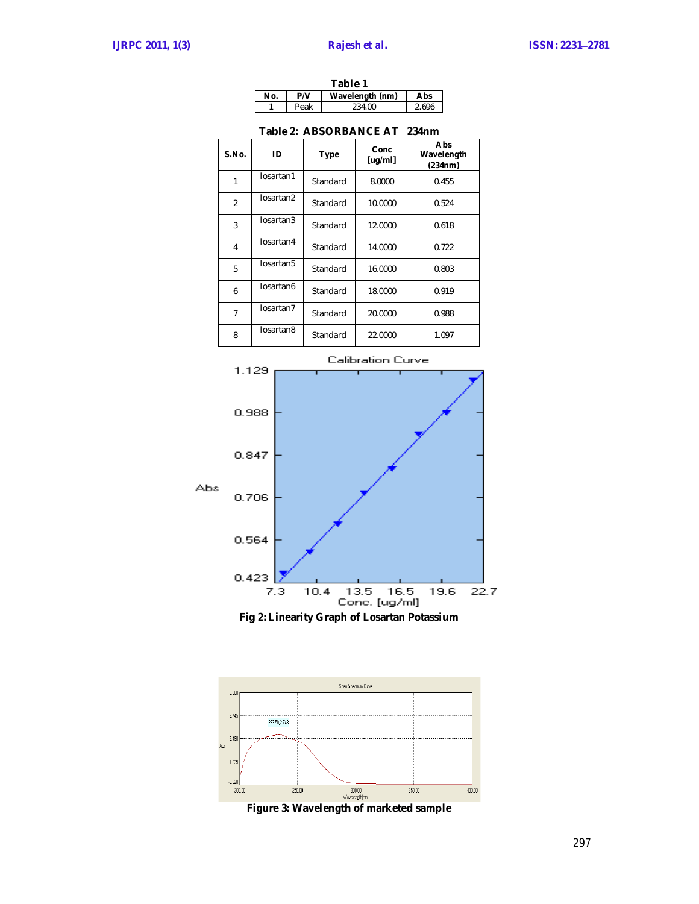**Table 1**

| No. | P/V | Wavelength (nm) | Abs |
|---|---|---|---|
| 1 | Peak | 234.00 | 2.696 |

**Table 2: ABSORBANCE AT 234nm**

| S.No. | ID | Type | Conc [ug/ml] | Abs Wavelength (234nm) |
|---|---|---|---|---|
| 1 | losartan1 | Standard | 8.0000 | 0.455 |
| 2 | losartan2 | Standard | 10.0000 | 0.524 |
| 3 | losartan3 | Standard | 12.0000 | 0.618 |
| 4 | losartan4 | Standard | 14.0000 | 0.722 |
| 5 | losartan5 | Standard | 16.0000 | 0.803 |
| 6 | losartan6 | Standard | 18.0000 | 0.919 |
| 7 | losartan7 | Standard | 20.0000 | 0.988 |
| 8 | losartan8 | Standard | 22.0000 | 1.097 |

**Fig 2: Linearity Graph of Losartan Potassium**

**Figure 3: Wavelength of marketed sample**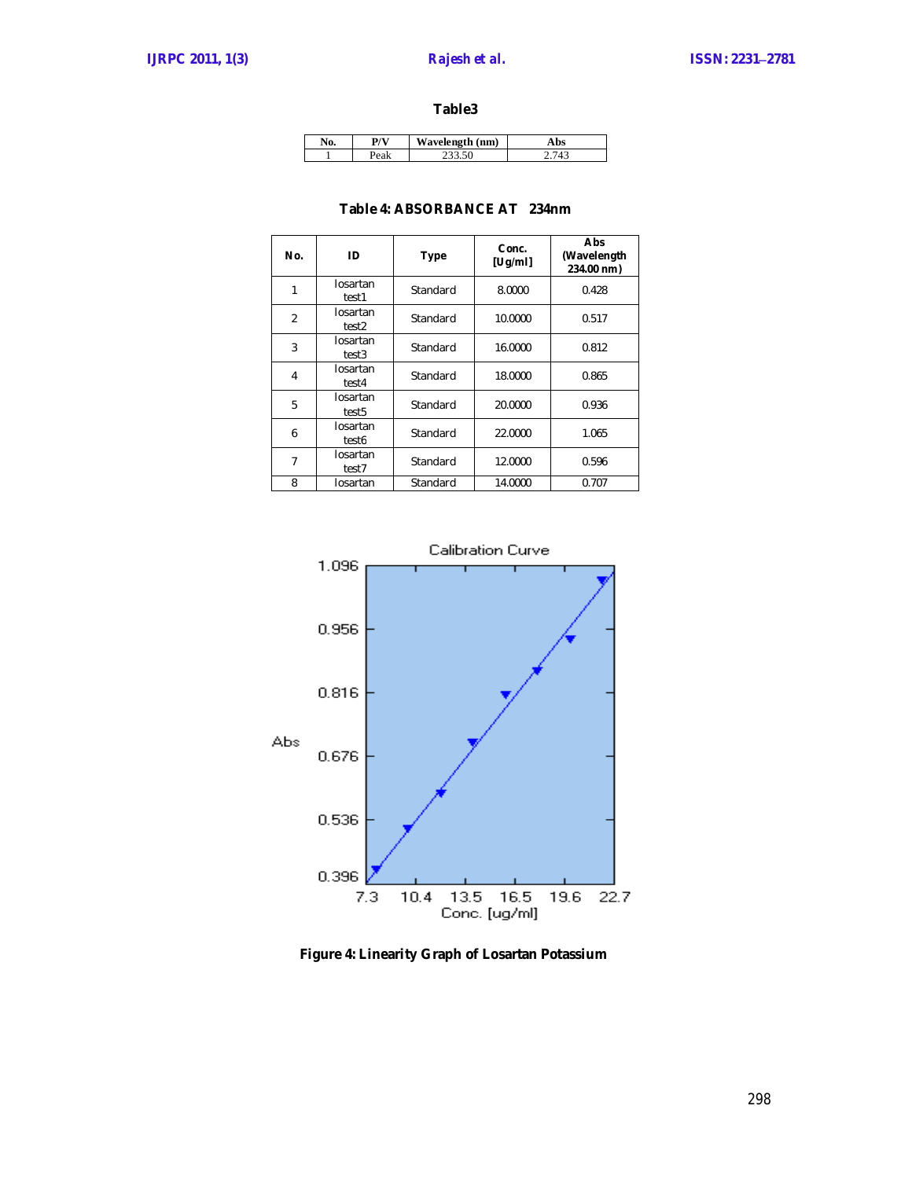**Table3**

| No. | P/V | Wavelength (nm) | Abs |
|---|---|---|---|
| 1 | Peak | 233.50 | 2.743 |

**Table 4: ABSORBANCE AT 234nm**

| No. | ID | Type | Conc. [Ug/ml] | Abs (Wavelength 234.00 nm) |
|---|---|---|---|---|
| 1 | losartan test1 | Standard | 8.0000 | 0.428 |
| 2 | losartan test2 | Standard | 10.0000 | 0.517 |
| 3 | losartan test3 | Standard | 16.0000 | 0.812 |
| 4 | losartan test4 | Standard | 18.0000 | 0.865 |
| 5 | losartan test5 | Standard | 20.0000 | 0.936 |
| 6 | losartan test6 | Standard | 22.0000 | 1.065 |
| 7 | losartan test7 | Standard | 12.0000 | 0.596 |
| 8 | losartan | Standard | 14.0000 | 0.707 |

**Figure 4: Linearity Graph of Losartan Potassium**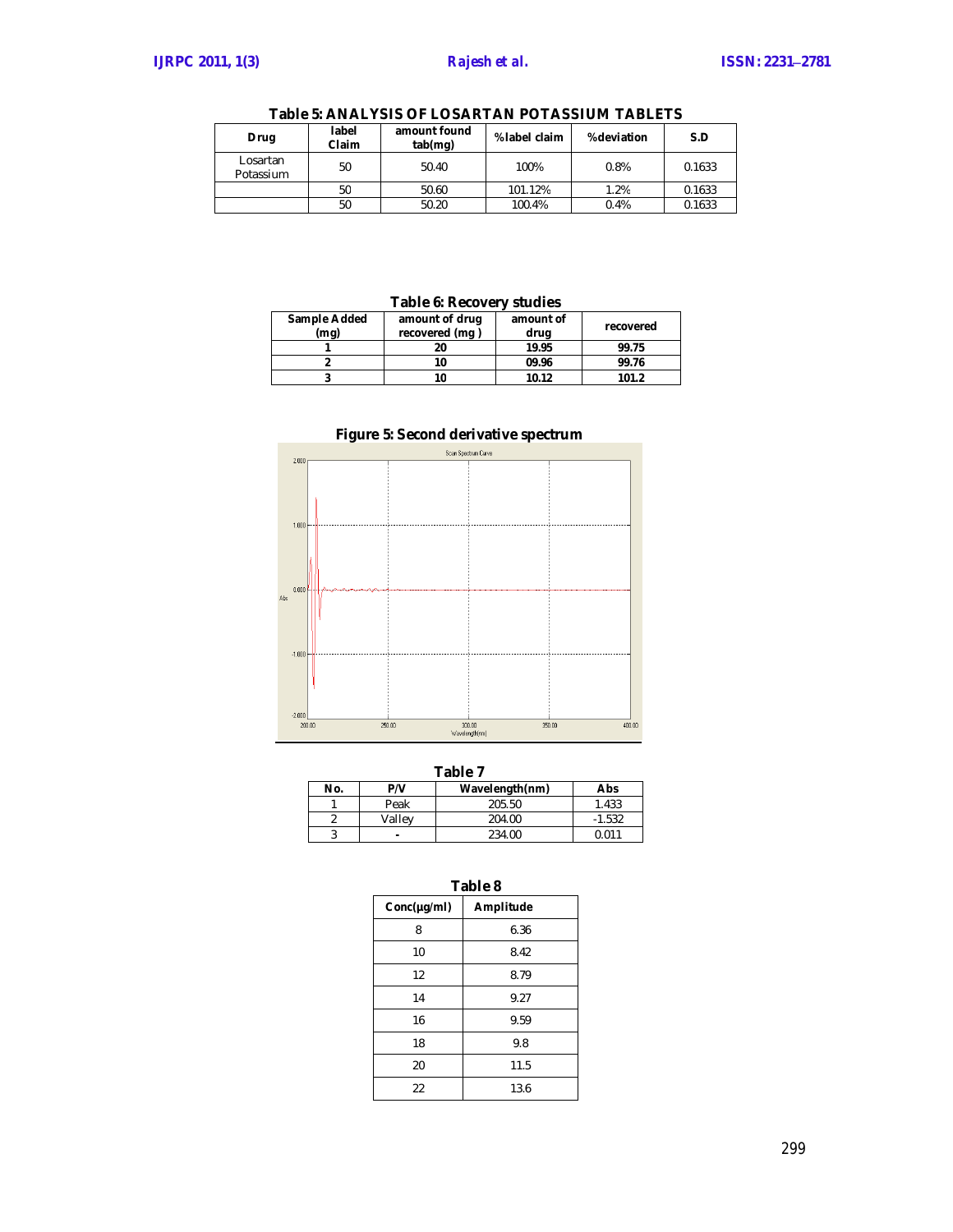**Table 5: ANALYSIS OF LOSARTAN POTASSIUM TABLETS**

| Drug | label Claim | amount found tab(mg) | %label claim | %deviation | S.D |
|---|---|---|---|---|---|
| Losartan Potassium | 50 | 50.40 | 100% | 0.8% | 0.1633 |
| | 50 | 50.60 | 101.12% | 1.2% | 0.1633 |
| | 50 | 50.20 | 100.4% | 0.4% | 0.1633 |

**Table 6: Recovery studies**

| Sample Added (mg) | amount of drug recovered (mg ) | amount of drug | recovered |
|---|---|---|---|
| **1** | **20** | **19.95** | **99.75** |
| **2** | **10** | **09.96** | **99.76** |
| **3** | **10** | **10.12** | **101.2** |

**Figure 5: Second derivative spectrum**

**Table 7**

| No. | P/V | Wavelength(nm) | Abs |
|---|---|---|---|
| 1 | Peak | 205.50 | 1.433 |
| 2 | Valley | 204.00 | -1.532 |
| 3 | - | 234.00 | 0.011 |

**Table 8**

| Conc(μg/ml) | Amplitude |
|---|---|
| 8 | 6.36 |
| 10 | 8.42 |
| 12 | 8.79 |
| 14 | 9.27 |
| 16 | 9.59 |
| 18 | 9.8 |
| 20 | 11.5 |
| 22 | 13.6 |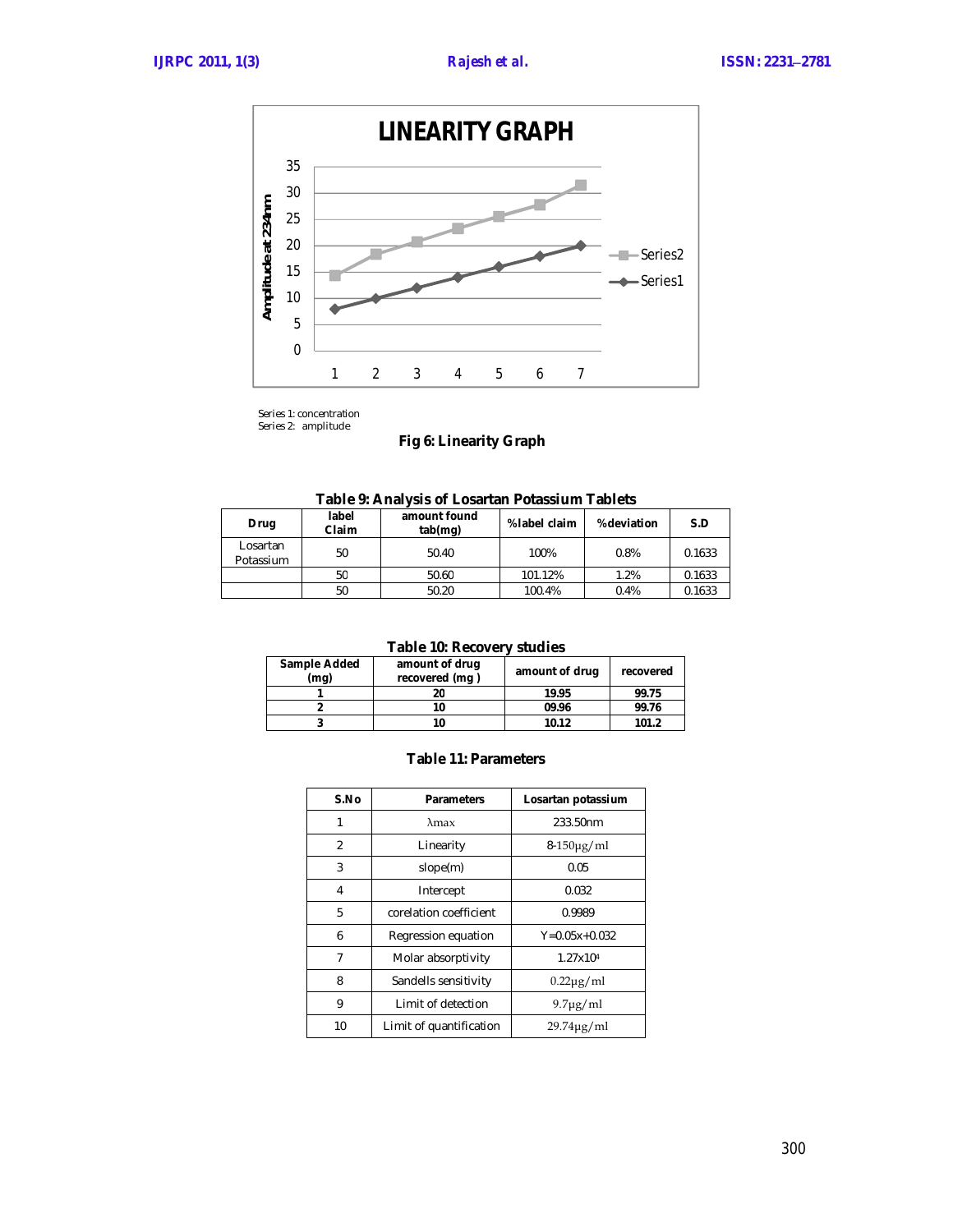Series 1: concentration
Series 2: amplitude

**Fig 6: Linearity Graph**

**Table 9: Analysis of Losartan Potassium Tablets**

| Drug | label Claim | amount found tab(mg) | %label claim | %deviation | S.D |
|---|---|---|---|---|---|
| Losartan Potassium | 50 | 50.40 | 100% | 0.8% | 0.1633 |
| | 50 | 50.60 | 101.12% | 1.2% | 0.1633 |
| | 50 | 50.20 | 100.4% | 0.4% | 0.1633 |

**Table 10: Recovery studies**

| Sample Added (mg) | amount of drug recovered (mg ) | amount of drug | recovered |
|---|---|---|---|
| **1** | **20** | **19.95** | **99.75** |
| **2** | **10** | **09.96** | **99.76** |
| **3** | **10** | **10.12** | **101.2** |

**Table 11: Parameters**

| S.No | Parameters | Losartan potassium |
|---|---|---|
| 1 | λmax | 233.50nm |
| 2 | Linearity | 8-150μg/ml |
| 3 | slope(m) | 0.05 |
| 4 | Intercept | 0.032 |
| 5 | corelation coefficient | 0.9989 |
| 6 | Regression equation | Y=0.05x+0.032 |
| 7 | Molar absorptivity | $1.27 \times 10^4$ |
| 8 | Sandells sensitivity | 0.22μg/ml |
| 9 | Limit of detection | 9.7μg/ml |
| 10 | Limit of quantification | 29.74μg/ml |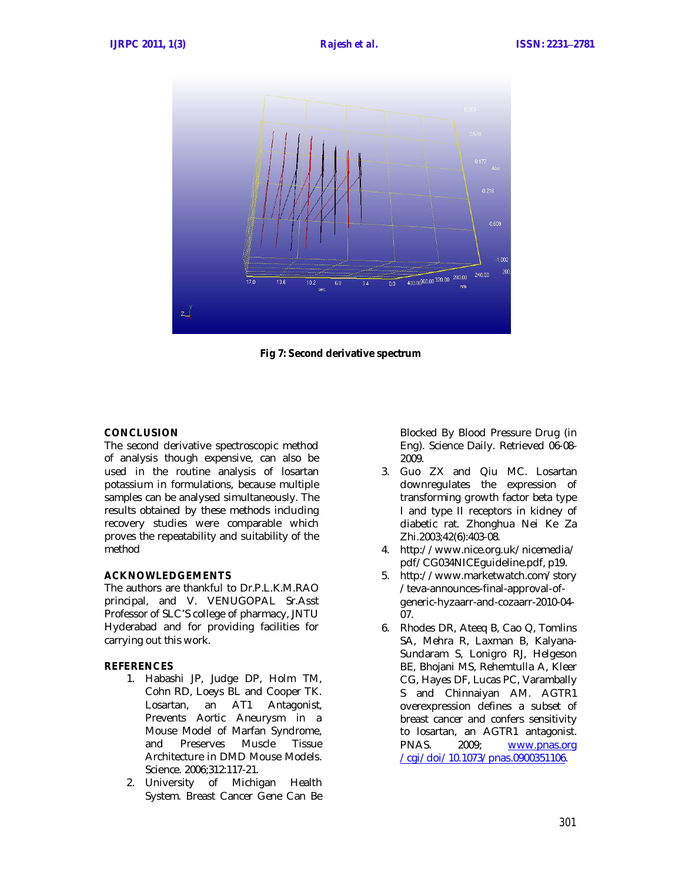Fig 7: Second derivative spectrum

## CONCLUSION

The second derivative spectroscopic method of analysis though expensive, can also be used in the routine analysis of losartan potassium in formulations, because multiple samples can be analysed simultaneously. The results obtained by these methods including recovery studies were comparable which proves the repeatability and suitability of the method

## ACKNOWLEDGEMENTS

The authors are thankful to Dr.P.L.K.M.RAO principal, and V. VENUGOPAL Sr.Asst Professor of SLC'S college of pharmacy, JNTU Hyderabad and for providing facilities for carrying out this work.

## REFERENCES

1. Habashi JP, Judge DP, Holm TM, Cohn RD, Loeys BL and Cooper TK. Losartan, an AT1 Antagonist, Prevents Aortic Aneurysm in a Mouse Model of Marfan Syndrome, and Preserves Muscle Tissue Architecture in DMD Mouse Models. Science. 2006;312:117-21.
2. University of Michigan Health System. Breast Cancer Gene Can Be Blocked By Blood Pressure Drug (in Eng). Science Daily. Retrieved 06-08-2009.
3. Guo ZX and Qiu MC. Losartan downregulates the expression of transforming growth factor beta type I and type II receptors in kidney of diabetic rat. Zhonghua Nei Ke Za Zhi.2003;42(6):403-08.
4. http://www.nice.org.uk/nicemedia/pdf/CG034NICEguideline.pdf, p19.
5. http://www.marketwatch.com/story/teva-announces-final-approval-of-generic-hyzaarr-and-cozaarr-2010-04-07.
6. Rhodes DR, Ateeq B, Cao Q, Tomlins SA, Mehra R, Laxman B, Kalyana-Sundaram S, Lonigro RJ, Helgeson BE, Bhojani MS, Rehemtulla A, Kleer CG, Hayes DF, Lucas PC, Varambally S and Chinnaiyan AM. AGTR1 overexpression defines a subset of breast cancer and confers sensitivity to losartan, an AGTR1 antagonist. PNAS. 2009; www.pnas.org/cgi/doi/10.1073/pnas.0900351106.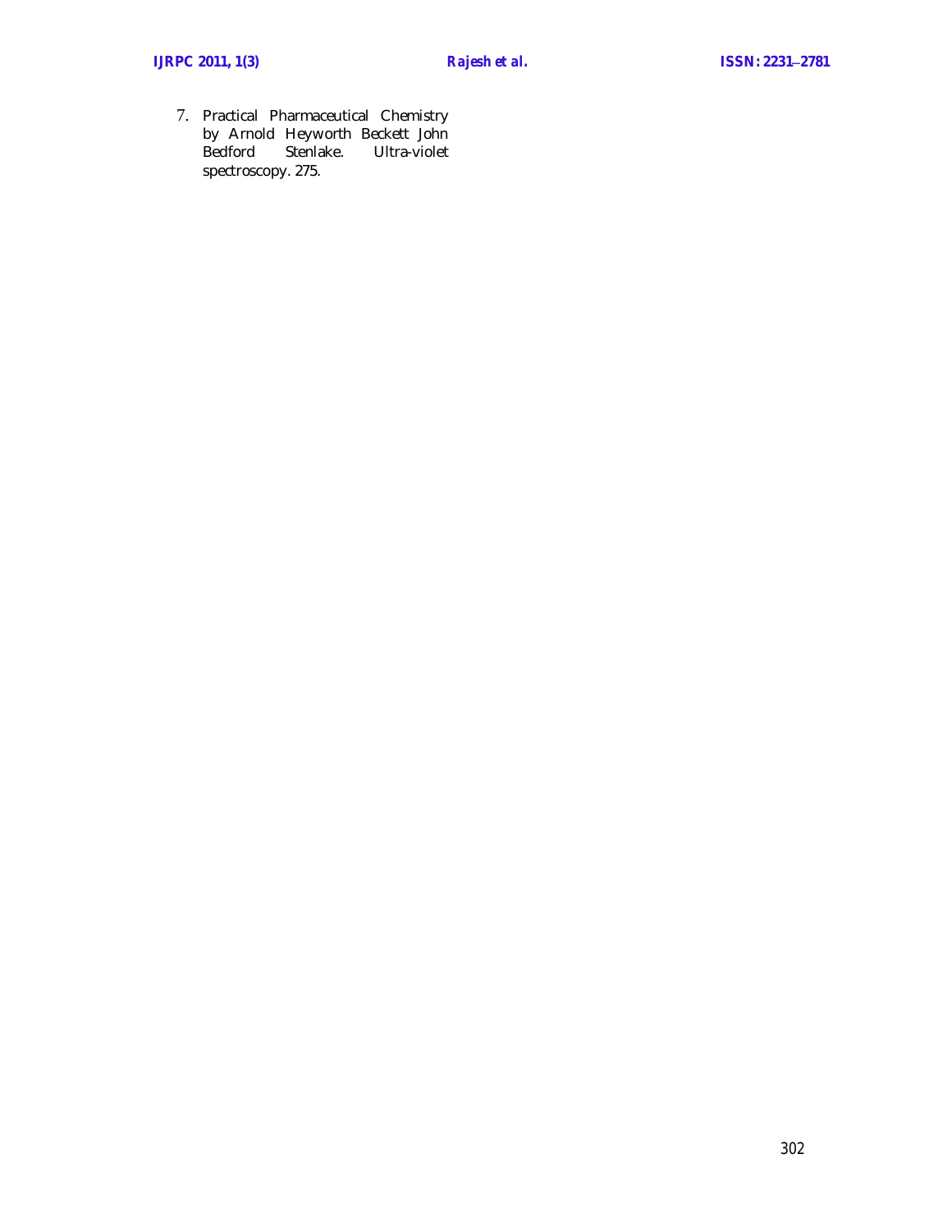7. Practical Pharmaceutical Chemistry by Arnold Heyworth Beckett John Bedford Stenlake. Ultra-violet spectroscopy. 275.